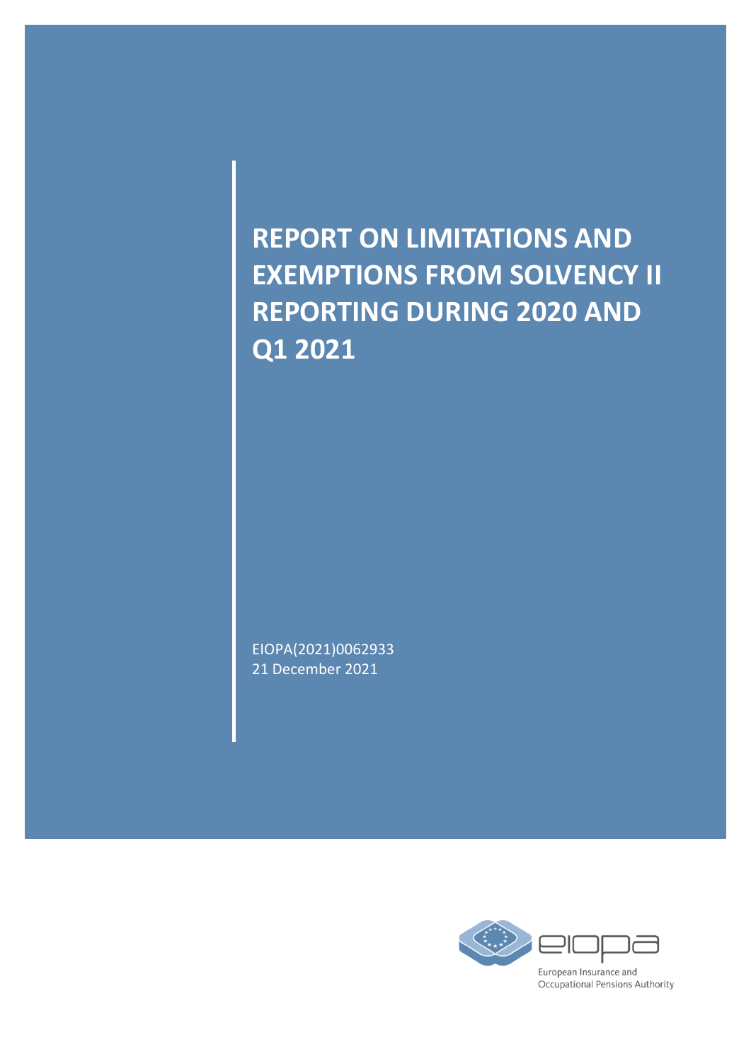# REPORT ON LIMITATIONS AND EXEMPTIONS FROM SOLVENCY II REPORTING DURING 2020 AND Q1 2021

EIOPA(2021)0062933
21 December 2021

European Insurance and Occupational Pensions Authority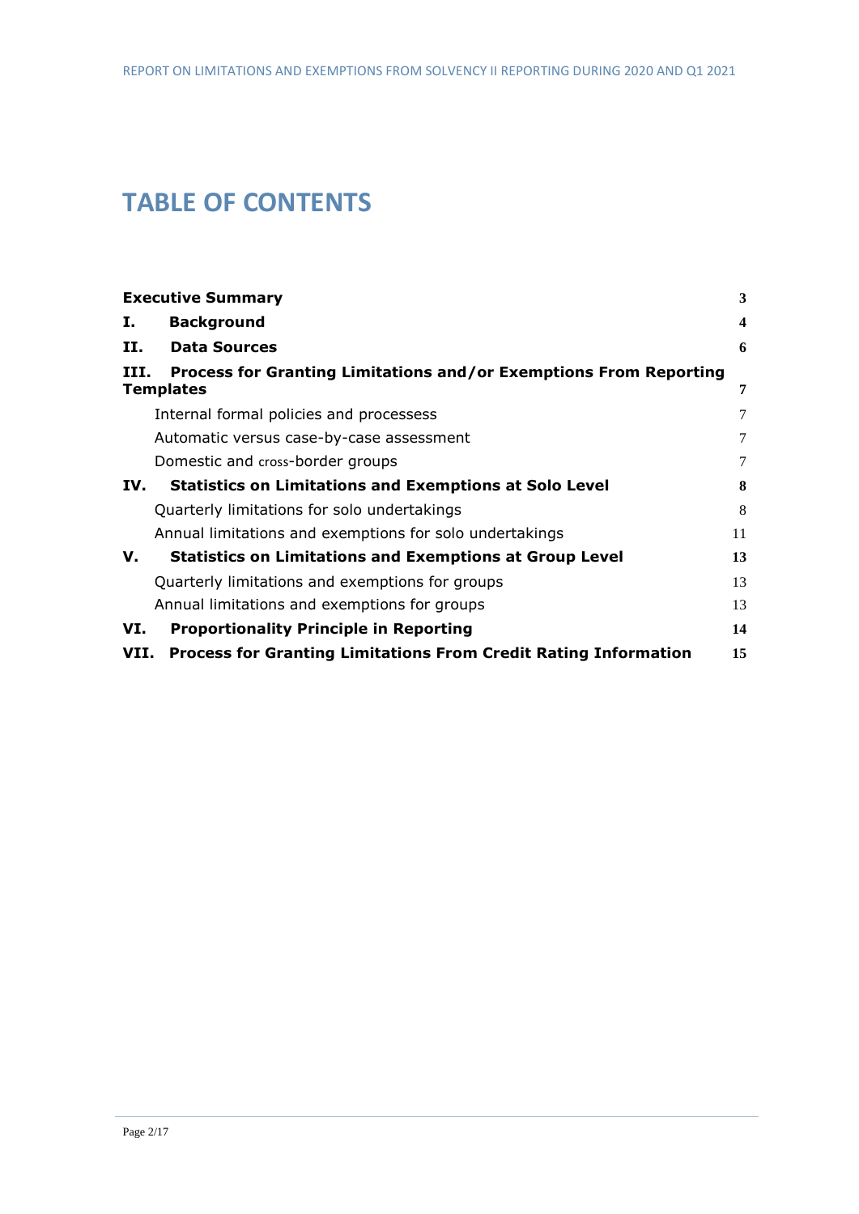# TABLE OF CONTENTS

| | |
|---|---|
| **Executive Summary** | **3** |
| **I. Background** | **4** |
| **II. Data Sources** | **6** |
| **III. Process for Granting Limitations and/or Exemptions From Reporting Templates** | **7** |
| Internal formal policies and processess | 7 |
| Automatic versus case-by-case assessment | 7 |
| Domestic and cross-border groups | 7 |
| **IV. Statistics on Limitations and Exemptions at Solo Level** | **8** |
| Quarterly limitations for solo undertakings | 8 |
| Annual limitations and exemptions for solo undertakings | 11 |
| **V. Statistics on Limitations and Exemptions at Group Level** | **13** |
| Quarterly limitations and exemptions for groups | 13 |
| Annual limitations and exemptions for groups | 13 |
| **VI. Proportionality Principle in Reporting** | **14** |
| **VII. Process for Granting Limitations From Credit Rating Information** | **15** |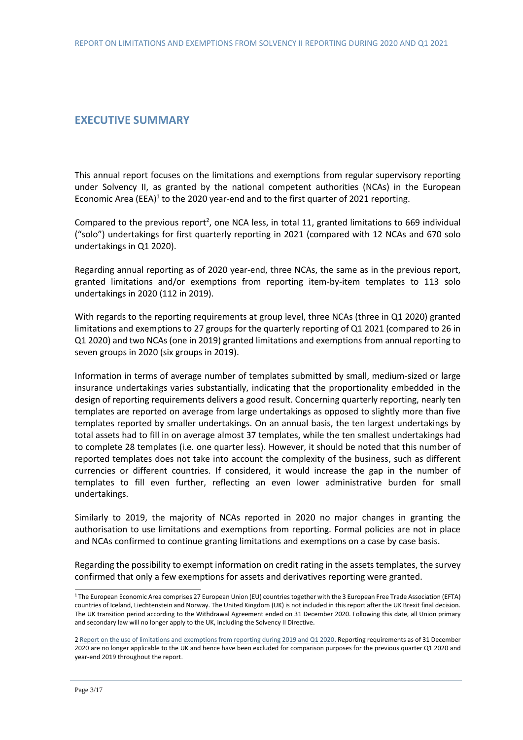## EXECUTIVE SUMMARY

This annual report focuses on the limitations and exemptions from regular supervisory reporting under Solvency II, as granted by the national competent authorities (NCAs) in the European Economic Area (EEA)[1] to the 2020 year-end and to the first quarter of 2021 reporting.

Compared to the previous report[2], one NCA less, in total 11, granted limitations to 669 individual ("solo") undertakings for first quarterly reporting in 2021 (compared with 12 NCAs and 670 solo undertakings in Q1 2020).

Regarding annual reporting as of 2020 year-end, three NCAs, the same as in the previous report, granted limitations and/or exemptions from reporting item-by-item templates to 113 solo undertakings in 2020 (112 in 2019).

With regards to the reporting requirements at group level, three NCAs (three in Q1 2020) granted limitations and exemptions to 27 groups for the quarterly reporting of Q1 2021 (compared to 26 in Q1 2020) and two NCAs (one in 2019) granted limitations and exemptions from annual reporting to seven groups in 2020 (six groups in 2019).

Information in terms of average number of templates submitted by small, medium-sized or large insurance undertakings varies substantially, indicating that the proportionality embedded in the design of reporting requirements delivers a good result. Concerning quarterly reporting, nearly ten templates are reported on average from large undertakings as opposed to slightly more than five templates reported by smaller undertakings. On an annual basis, the ten largest undertakings by total assets had to fill in on average almost 37 templates, while the ten smallest undertakings had to complete 28 templates (i.e. one quarter less). However, it should be noted that this number of reported templates does not take into account the complexity of the business, such as different currencies or different countries. If considered, it would increase the gap in the number of templates to fill even further, reflecting an even lower administrative burden for small undertakings.

Similarly to 2019, the majority of NCAs reported in 2020 no major changes in granting the authorisation to use limitations and exemptions from reporting. Formal policies are not in place and NCAs confirmed to continue granting limitations and exemptions on a case by case basis.

Regarding the possibility to exempt information on credit rating in the assets templates, the survey confirmed that only a few exemptions for assets and derivatives reporting were granted.

---

[1] The European Economic Area comprises 27 European Union (EU) countries together with the 3 European Free Trade Association (EFTA) countries of Iceland, Liechtenstein and Norway. The United Kingdom (UK) is not included in this report after the UK Brexit final decision. The UK transition period according to the Withdrawal Agreement ended on 31 December 2020. Following this date, all Union primary and secondary law will no longer apply to the UK, including the Solvency II Directive.

[2] Report on the use of limitations and exemptions from reporting during 2019 and Q1 2020. Reporting requirements as of 31 December 2020 are no longer applicable to the UK and hence have been excluded for comparison purposes for the previous quarter Q1 2020 and year-end 2019 throughout the report.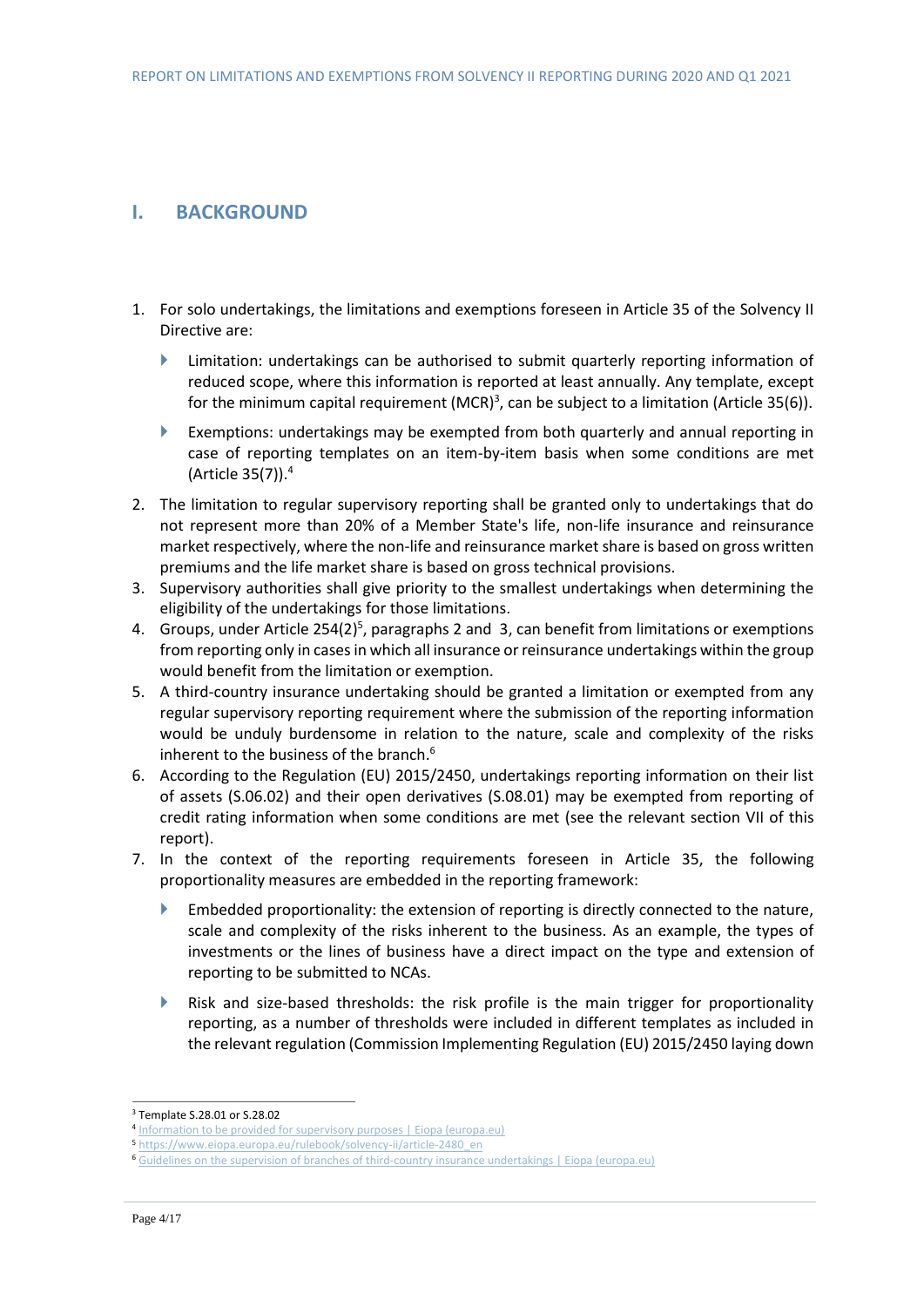# I. BACKGROUND

1. For solo undertakings, the limitations and exemptions foreseen in Article 35 of the Solvency II Directive are:

   - Limitation: undertakings can be authorised to submit quarterly reporting information of reduced scope, where this information is reported at least annually. Any template, except for the minimum capital requirement (MCR)[3], can be subject to a limitation (Article 35(6)).

   - Exemptions: undertakings may be exempted from both quarterly and annual reporting in case of reporting templates on an item-by-item basis when some conditions are met (Article 35(7)).[4]

2. The limitation to regular supervisory reporting shall be granted only to undertakings that do not represent more than 20% of a Member State's life, non-life insurance and reinsurance market respectively, where the non-life and reinsurance market share is based on gross written premiums and the life market share is based on gross technical provisions.
3. Supervisory authorities shall give priority to the smallest undertakings when determining the eligibility of the undertakings for those limitations.
4. Groups, under Article 254(2)[5], paragraphs 2 and 3, can benefit from limitations or exemptions from reporting only in cases in which all insurance or reinsurance undertakings within the group would benefit from the limitation or exemption.
5. A third-country insurance undertaking should be granted a limitation or exempted from any regular supervisory reporting requirement where the submission of the reporting information would be unduly burdensome in relation to the nature, scale and complexity of the risks inherent to the business of the branch.[6]
6. According to the Regulation (EU) 2015/2450, undertakings reporting information on their list of assets (S.06.02) and their open derivatives (S.08.01) may be exempted from reporting of credit rating information when some conditions are met (see the relevant section VII of this report).
7. In the context of the reporting requirements foreseen in Article 35, the following proportionality measures are embedded in the reporting framework:

   - Embedded proportionality: the extension of reporting is directly connected to the nature, scale and complexity of the risks inherent to the business. As an example, the types of investments or the lines of business have a direct impact on the type and extension of reporting to be submitted to NCAs.

   - Risk and size-based thresholds: the risk profile is the main trigger for proportionality reporting, as a number of thresholds were included in different templates as included in the relevant regulation (Commission Implementing Regulation (EU) 2015/2450 laying down

---

[3] Template S.28.01 or S.28.02

[4] Information to be provided for supervisory purposes | Eiopa (europa.eu)

[5] https://www.eiopa.europa.eu/rulebook/solvency-ii/article-2480_en

[6] Guidelines on the supervision of branches of third-country insurance undertakings | Eiopa (europa.eu)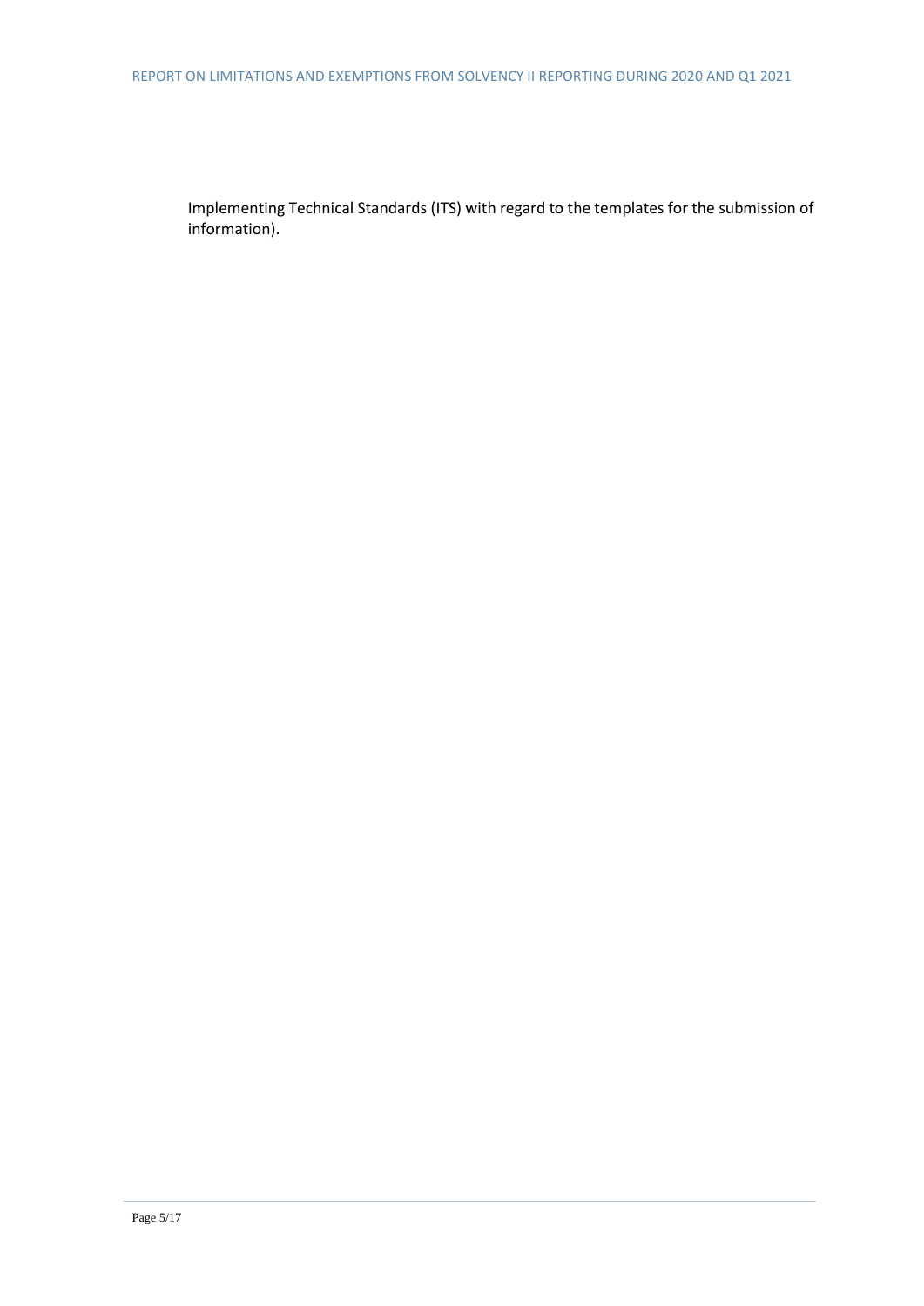Implementing Technical Standards (ITS) with regard to the templates for the submission of information).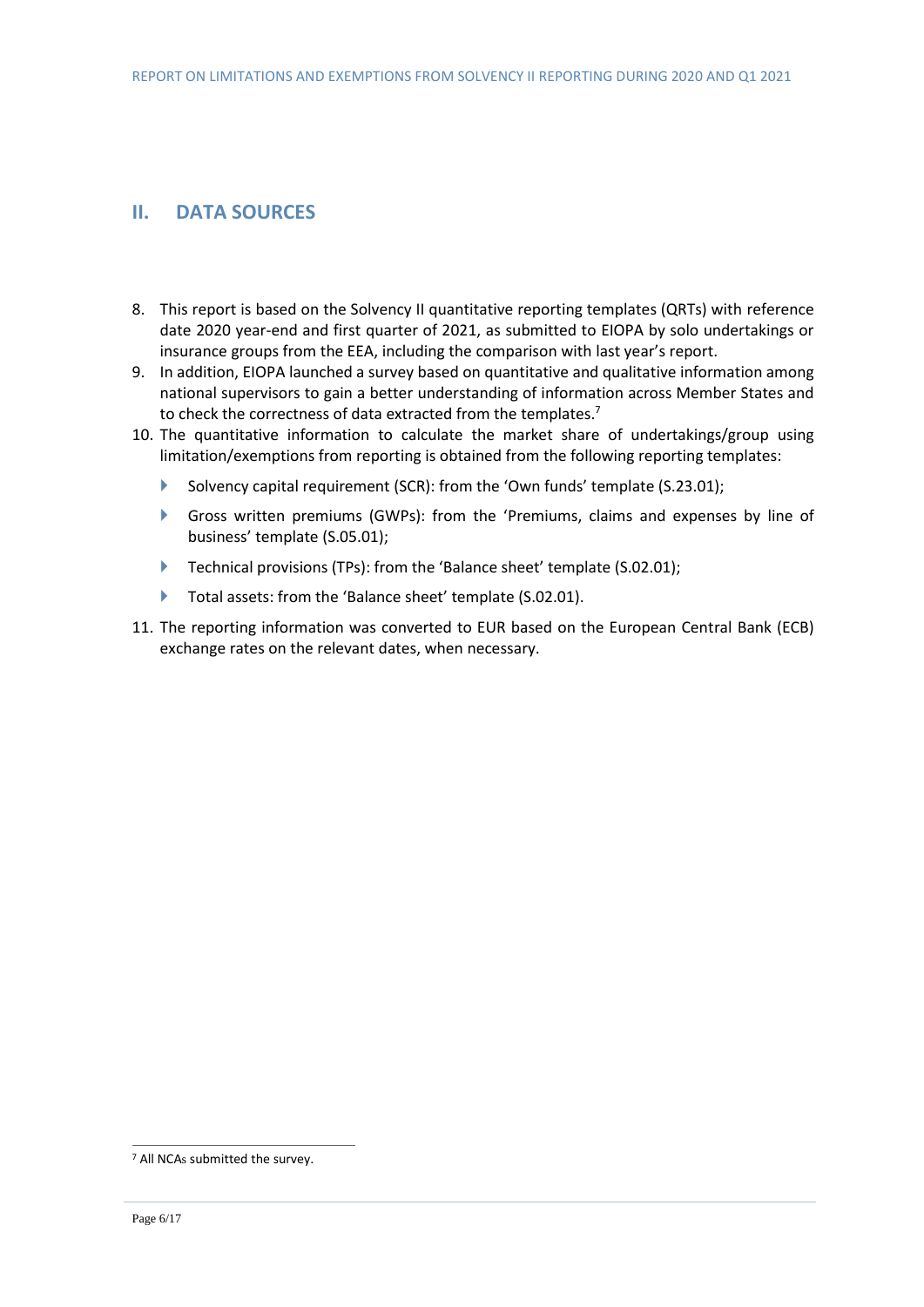## II. DATA SOURCES

8. This report is based on the Solvency II quantitative reporting templates (QRTs) with reference date 2020 year-end and first quarter of 2021, as submitted to EIOPA by solo undertakings or insurance groups from the EEA, including the comparison with last year's report.
9. In addition, EIOPA launched a survey based on quantitative and qualitative information among national supervisors to gain a better understanding of information across Member States and to check the correctness of data extracted from the templates.[7]
10. The quantitative information to calculate the market share of undertakings/group using limitation/exemptions from reporting is obtained from the following reporting templates:
    - Solvency capital requirement (SCR): from the 'Own funds' template (S.23.01);
    - Gross written premiums (GWPs): from the 'Premiums, claims and expenses by line of business' template (S.05.01);
    - Technical provisions (TPs): from the 'Balance sheet' template (S.02.01);
    - Total assets: from the 'Balance sheet' template (S.02.01).
11. The reporting information was converted to EUR based on the European Central Bank (ECB) exchange rates on the relevant dates, when necessary.

[7] All NCAs submitted the survey.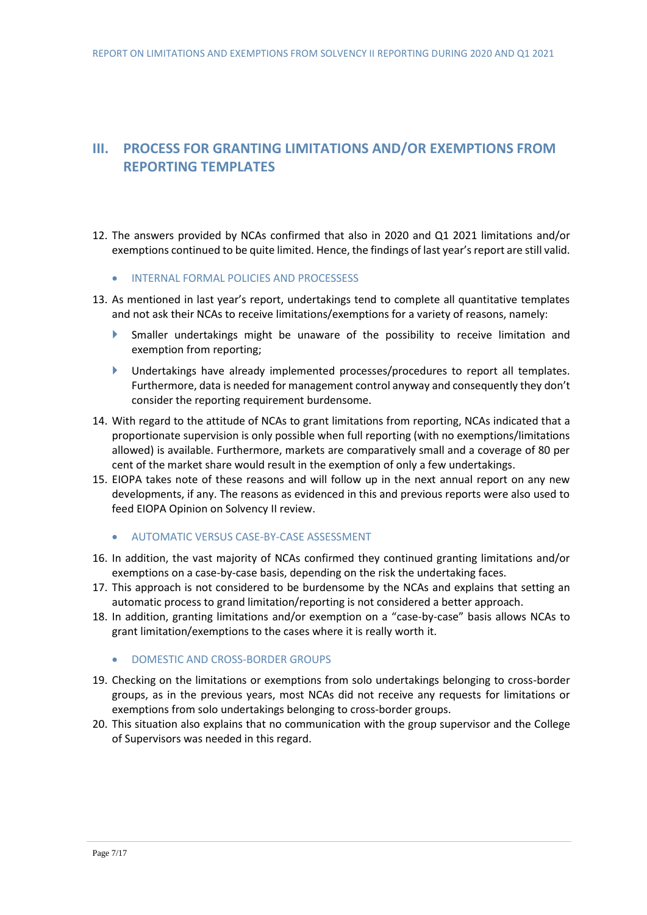## III. PROCESS FOR GRANTING LIMITATIONS AND/OR EXEMPTIONS FROM REPORTING TEMPLATES

12. The answers provided by NCAs confirmed that also in 2020 and Q1 2021 limitations and/or exemptions continued to be quite limited. Hence, the findings of last year's report are still valid.

- INTERNAL FORMAL POLICIES AND PROCESSESS

13. As mentioned in last year's report, undertakings tend to complete all quantitative templates and not ask their NCAs to receive limitations/exemptions for a variety of reasons, namely:
    - Smaller undertakings might be unaware of the possibility to receive limitation and exemption from reporting;
    - Undertakings have already implemented processes/procedures to report all templates. Furthermore, data is needed for management control anyway and consequently they don't consider the reporting requirement burdensome.
14. With regard to the attitude of NCAs to grant limitations from reporting, NCAs indicated that a proportionate supervision is only possible when full reporting (with no exemptions/limitations allowed) is available. Furthermore, markets are comparatively small and a coverage of 80 per cent of the market share would result in the exemption of only a few undertakings.
15. EIOPA takes note of these reasons and will follow up in the next annual report on any new developments, if any. The reasons as evidenced in this and previous reports were also used to feed EIOPA Opinion on Solvency II review.

- AUTOMATIC VERSUS CASE-BY-CASE ASSESSMENT

16. In addition, the vast majority of NCAs confirmed they continued granting limitations and/or exemptions on a case-by-case basis, depending on the risk the undertaking faces.
17. This approach is not considered to be burdensome by the NCAs and explains that setting an automatic process to grand limitation/reporting is not considered a better approach.
18. In addition, granting limitations and/or exemption on a "case-by-case" basis allows NCAs to grant limitation/exemptions to the cases where it is really worth it.

- DOMESTIC AND CROSS-BORDER GROUPS

19. Checking on the limitations or exemptions from solo undertakings belonging to cross-border groups, as in the previous years, most NCAs did not receive any requests for limitations or exemptions from solo undertakings belonging to cross-border groups.
20. This situation also explains that no communication with the group supervisor and the College of Supervisors was needed in this regard.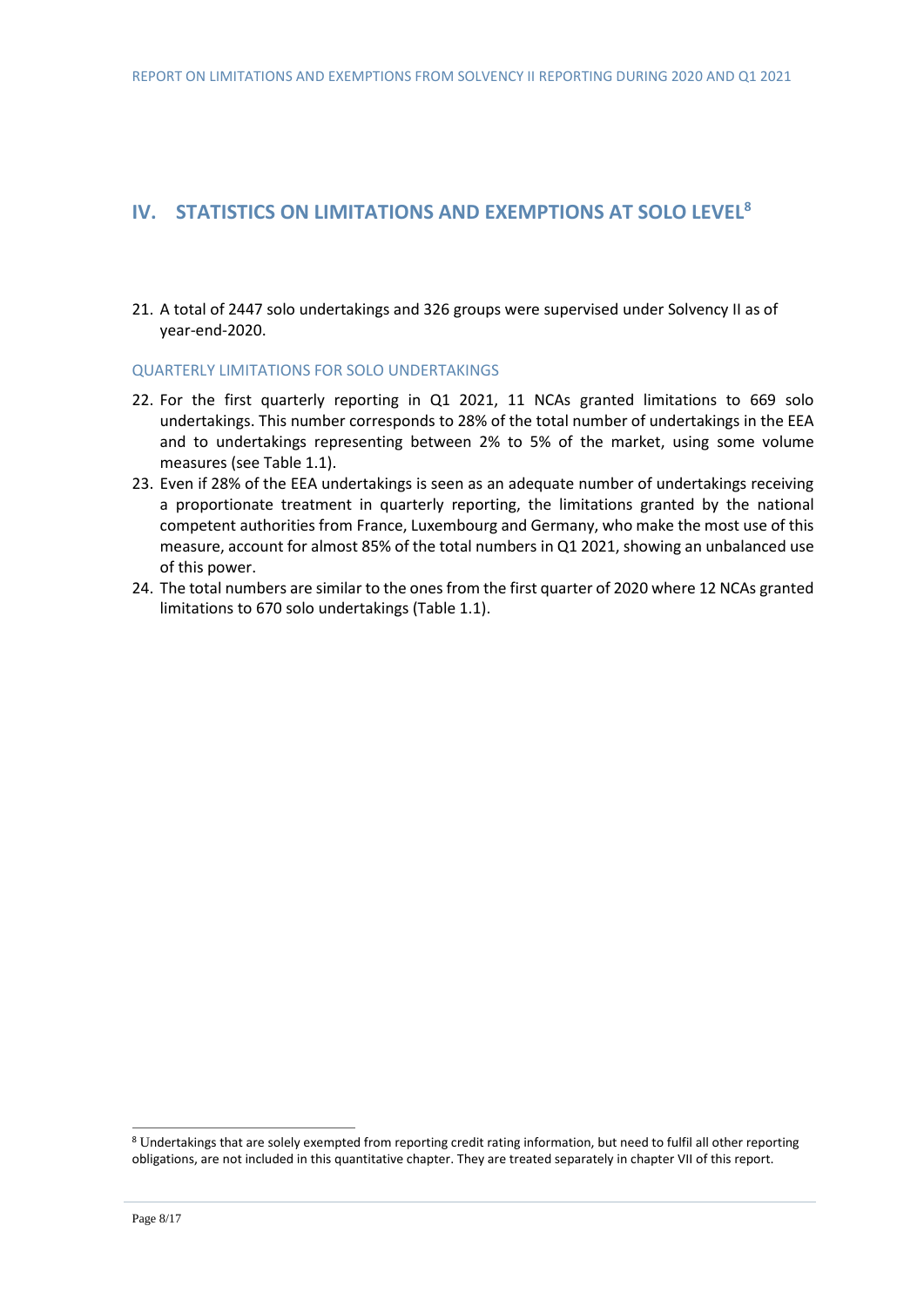# IV. STATISTICS ON LIMITATIONS AND EXEMPTIONS AT SOLO LEVEL[8]

21. A total of 2447 solo undertakings and 326 groups were supervised under Solvency II as of year-end-2020.

### QUARTERLY LIMITATIONS FOR SOLO UNDERTAKINGS

22. For the first quarterly reporting in Q1 2021, 11 NCAs granted limitations to 669 solo undertakings. This number corresponds to 28% of the total number of undertakings in the EEA and to undertakings representing between 2% to 5% of the market, using some volume measures (see Table 1.1).
23. Even if 28% of the EEA undertakings is seen as an adequate number of undertakings receiving a proportionate treatment in quarterly reporting, the limitations granted by the national competent authorities from France, Luxembourg and Germany, who make the most use of this measure, account for almost 85% of the total numbers in Q1 2021, showing an unbalanced use of this power.
24. The total numbers are similar to the ones from the first quarter of 2020 where 12 NCAs granted limitations to 670 solo undertakings (Table 1.1).

---

[8] Undertakings that are solely exempted from reporting credit rating information, but need to fulfil all other reporting obligations, are not included in this quantitative chapter. They are treated separately in chapter VII of this report.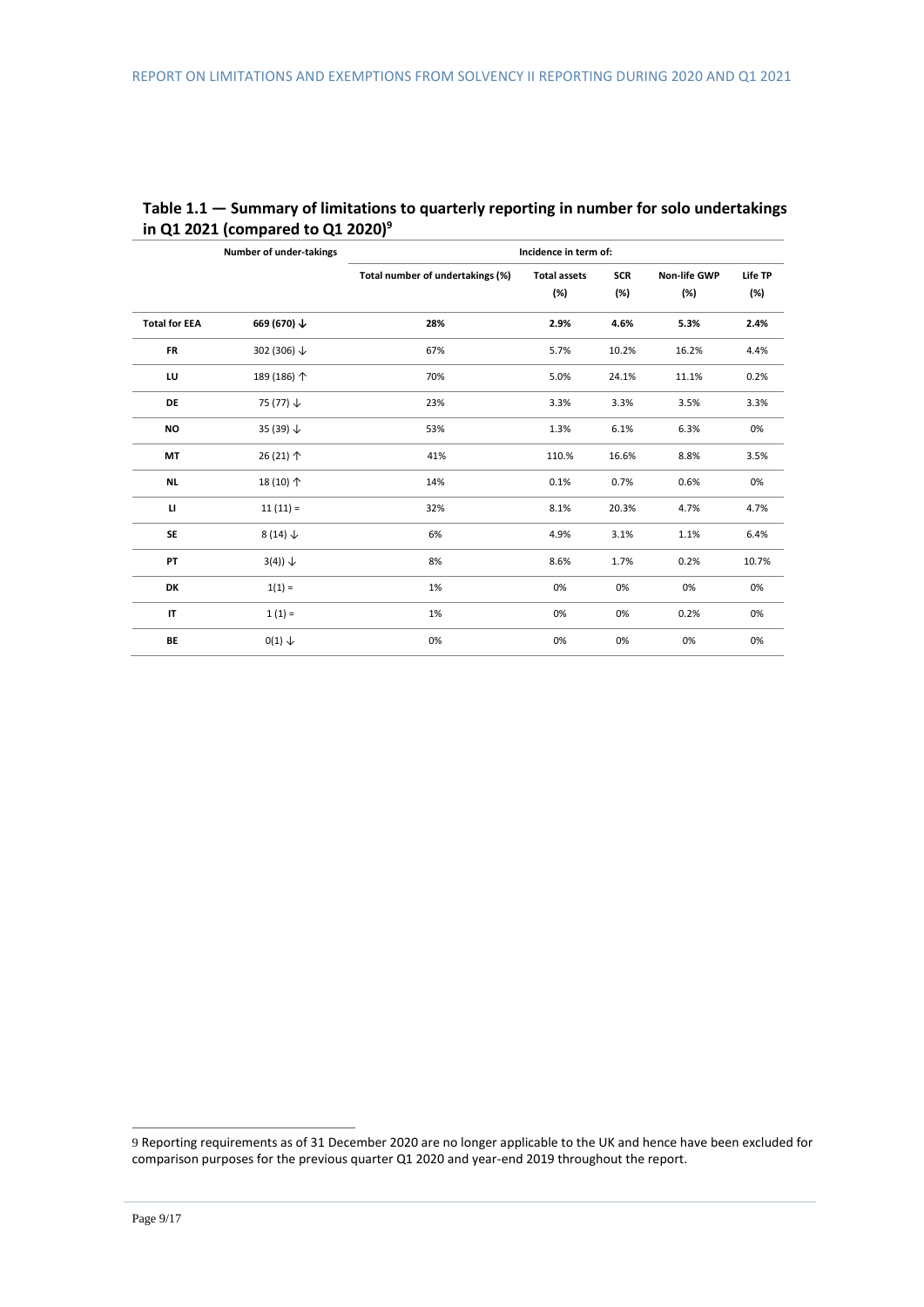**Table 1.1 — Summary of limitations to quarterly reporting in number for solo undertakings in Q1 2021 (compared to Q1 2020)[9]**

| | Number of under-takings | Incidence in term of: | | | | |
|---|---|---|---|---|---|---|
| | | Total number of undertakings (%) | Total assets (%) | SCR (%) | Non-life GWP (%) | Life TP (%) |
| **Total for EEA** | **669 (670) ↓** | **28%** | **2.9%** | **4.6%** | **5.3%** | **2.4%** |
| **FR** | 302 (306) ↓ | 67% | 5.7% | 10.2% | 16.2% | 4.4% |
| **LU** | 189 (186) ↑ | 70% | 5.0% | 24.1% | 11.1% | 0.2% |
| **DE** | 75 (77) ↓ | 23% | 3.3% | 3.3% | 3.5% | 3.3% |
| **NO** | 35 (39) ↓ | 53% | 1.3% | 6.1% | 6.3% | 0% |
| **MT** | 26 (21) ↑ | 41% | 110.% | 16.6% | 8.8% | 3.5% |
| **NL** | 18 (10) ↑ | 14% | 0.1% | 0.7% | 0.6% | 0% |
| **LI** | 11 (11) = | 32% | 8.1% | 20.3% | 4.7% | 4.7% |
| **SE** | 8 (14) ↓ | 6% | 4.9% | 3.1% | 1.1% | 6.4% |
| **PT** | 3(4)) ↓ | 8% | 8.6% | 1.7% | 0.2% | 10.7% |
| **DK** | 1(1) = | 1% | 0% | 0% | 0% | 0% |
| **IT** | 1 (1) = | 1% | 0% | 0% | 0.2% | 0% |
| **BE** | 0(1) ↓ | 0% | 0% | 0% | 0% | 0% |

9 Reporting requirements as of 31 December 2020 are no longer applicable to the UK and hence have been excluded for comparison purposes for the previous quarter Q1 2020 and year-end 2019 throughout the report.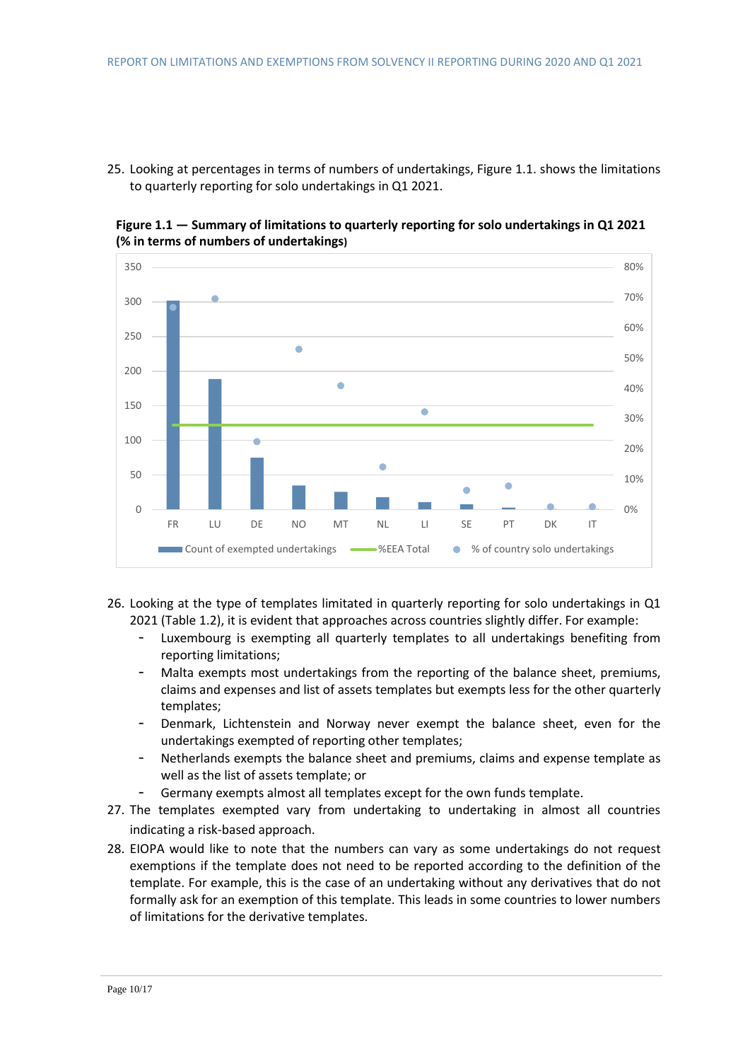25. Looking at percentages in terms of numbers of undertakings, Figure 1.1. shows the limitations to quarterly reporting for solo undertakings in Q1 2021.

**Figure 1.1 — Summary of limitations to quarterly reporting for solo undertakings in Q1 2021 (% in terms of numbers of undertakings)**

26. Looking at the type of templates limitated in quarterly reporting for solo undertakings in Q1 2021 (Table 1.2), it is evident that approaches across countries slightly differ. For example:
    - Luxembourg is exempting all quarterly templates to all undertakings benefiting from reporting limitations;
    - Malta exempts most undertakings from the reporting of the balance sheet, premiums, claims and expenses and list of assets templates but exempts less for the other quarterly templates;
    - Denmark, Lichtenstein and Norway never exempt the balance sheet, even for the undertakings exempted of reporting other templates;
    - Netherlands exempts the balance sheet and premiums, claims and expense template as well as the list of assets template; or
    - Germany exempts almost all templates except for the own funds template.
27. The templates exempted vary from undertaking to undertaking in almost all countries indicating a risk-based approach.
28. EIOPA would like to note that the numbers can vary as some undertakings do not request exemptions if the template does not need to be reported according to the definition of the template. For example, this is the case of an undertaking without any derivatives that do not formally ask for an exemption of this template. This leads in some countries to lower numbers of limitations for the derivative templates.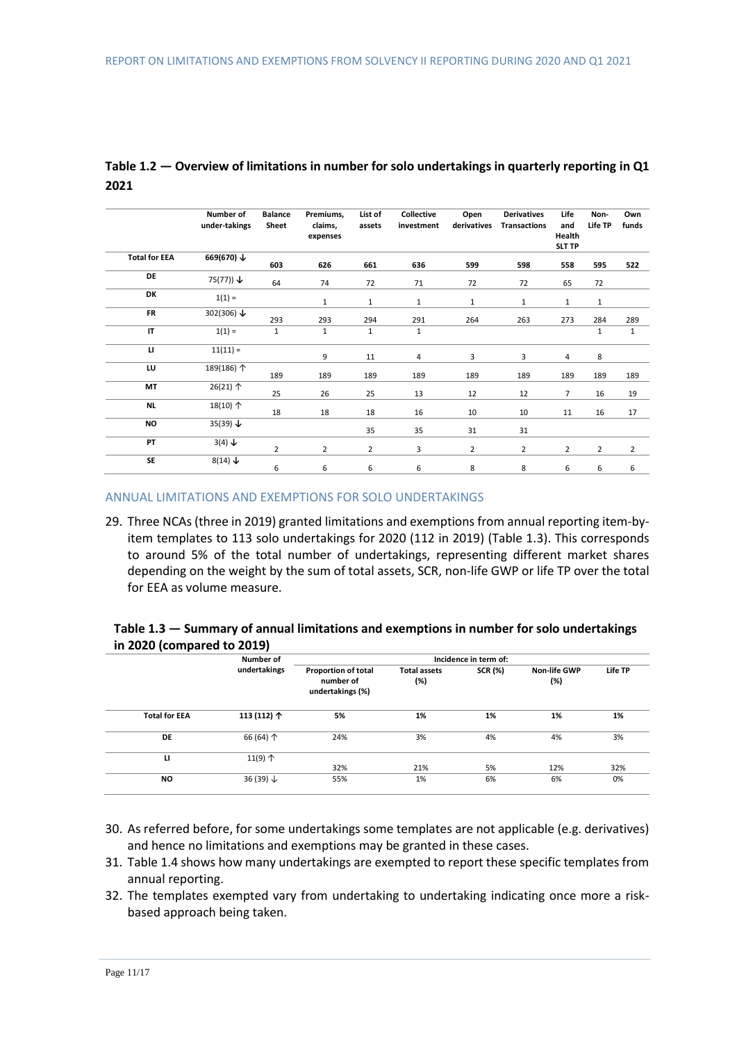**Table 1.2 — Overview of limitations in number for solo undertakings in quarterly reporting in Q1 2021**

| | Number of under-takings | Balance Sheet | Premiums, claims, expenses | List of assets | Collective investment | Open derivatives | Derivatives Transactions | Life and Health SLT TP | Non-Life TP | Own funds |
|---|---|---|---|---|---|---|---|---|---|---|
| **Total for EEA** | 669(670) ↓ | 603 | 626 | 661 | 636 | 599 | 598 | 558 | 595 | 522 |
| **DE** | 75(77)) ↓ | 64 | 74 | 72 | 71 | 72 | 72 | 65 | 72 | |
| **DK** | 1(1) = | | 1 | 1 | 1 | 1 | 1 | 1 | 1 | |
| **FR** | 302(306) ↓ | 293 | 293 | 294 | 291 | 264 | 263 | 273 | 284 | 289 |
| **IT** | 1(1) = | 1 | 1 | 1 | 1 | | | | 1 | 1 |
| **LI** | 11(11) = | | 9 | 11 | 4 | 3 | 3 | 4 | 8 | |
| **LU** | 189(186) ↑ | 189 | 189 | 189 | 189 | 189 | 189 | 189 | 189 | 189 |
| **MT** | 26(21) ↑ | 25 | 26 | 25 | 13 | 12 | 12 | 7 | 16 | 19 |
| **NL** | 18(10) ↑ | 18 | 18 | 18 | 16 | 10 | 10 | 11 | 16 | 17 |
| **NO** | 35(39) ↓ | | | 35 | 35 | 31 | 31 | | | |
| **PT** | 3(4) ↓ | 2 | 2 | 2 | 3 | 2 | 2 | 2 | 2 | 2 |
| **SE** | 8(14) ↓ | 6 | 6 | 6 | 6 | 8 | 8 | 6 | 6 | 6 |

## ANNUAL LIMITATIONS AND EXEMPTIONS FOR SOLO UNDERTAKINGS

29. Three NCAs (three in 2019) granted limitations and exemptions from annual reporting item-by-item templates to 113 solo undertakings for 2020 (112 in 2019) (Table 1.3). This corresponds to around 5% of the total number of undertakings, representing different market shares depending on the weight by the sum of total assets, SCR, non-life GWP or life TP over the total for EEA as volume measure.

**Table 1.3 — Summary of annual limitations and exemptions in number for solo undertakings in 2020 (compared to 2019)**

| | Number of undertakings | Incidence in term of: | | | | |
|---|---|---|---|---|---|---|
| | | Proportion of total number of undertakings (%) | Total assets (%) | SCR (%) | Non-life GWP (%) | Life TP |
| **Total for EEA** | **113 (112) ↑** | **5%** | **1%** | **1%** | **1%** | **1%** |
| **DE** | 66 (64) ↑ | 24% | 3% | 4% | 4% | 3% |
| **LI** | 11(9) ↑ | 32% | 21% | 5% | 12% | 32% |
| **NO** | 36 (39) ↓ | 55% | 1% | 6% | 6% | 0% |

30. As referred before, for some undertakings some templates are not applicable (e.g. derivatives) and hence no limitations and exemptions may be granted in these cases.
31. Table 1.4 shows how many undertakings are exempted to report these specific templates from annual reporting.
32. The templates exempted vary from undertaking to undertaking indicating once more a risk-based approach being taken.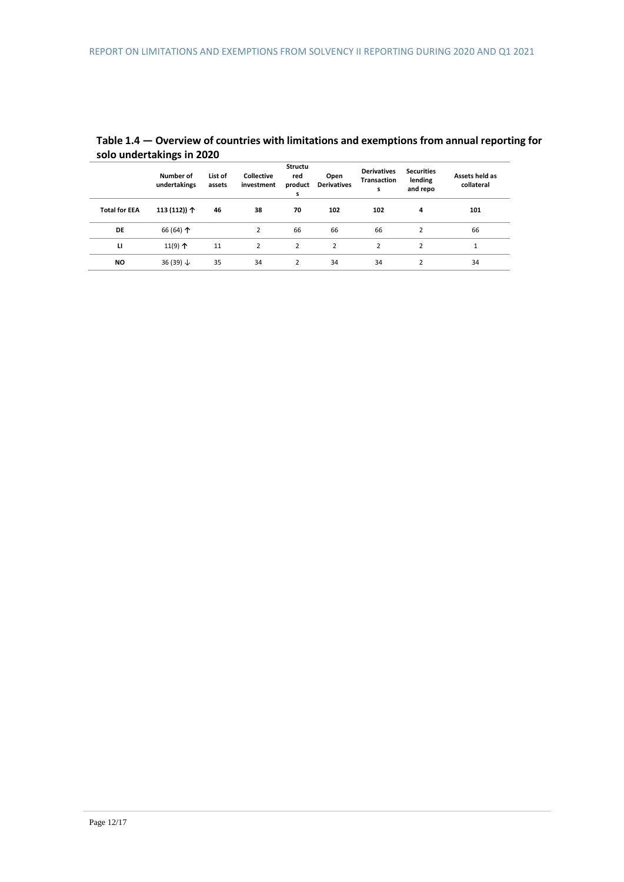**Table 1.4 — Overview of countries with limitations and exemptions from annual reporting for solo undertakings in 2020**

| | Number of undertakings | List of assets | Collective investment | Structured products | Open Derivatives | Derivatives Transactions | Securities lending and repo | Assets held as collateral |
|---|---|---|---|---|---|---|---|---|
| **Total for EEA** | **113 (112)) ↑** | **46** | **38** | **70** | **102** | **102** | **4** | **101** |
| **DE** | 66 (64) ↑ | | 2 | 66 | 66 | 66 | 2 | 66 |
| **LI** | 11(9) ↑ | 11 | 2 | 2 | 2 | 2 | 2 | 1 |
| **NO** | 36 (39) ↓ | 35 | 34 | 2 | 34 | 34 | 2 | 34 |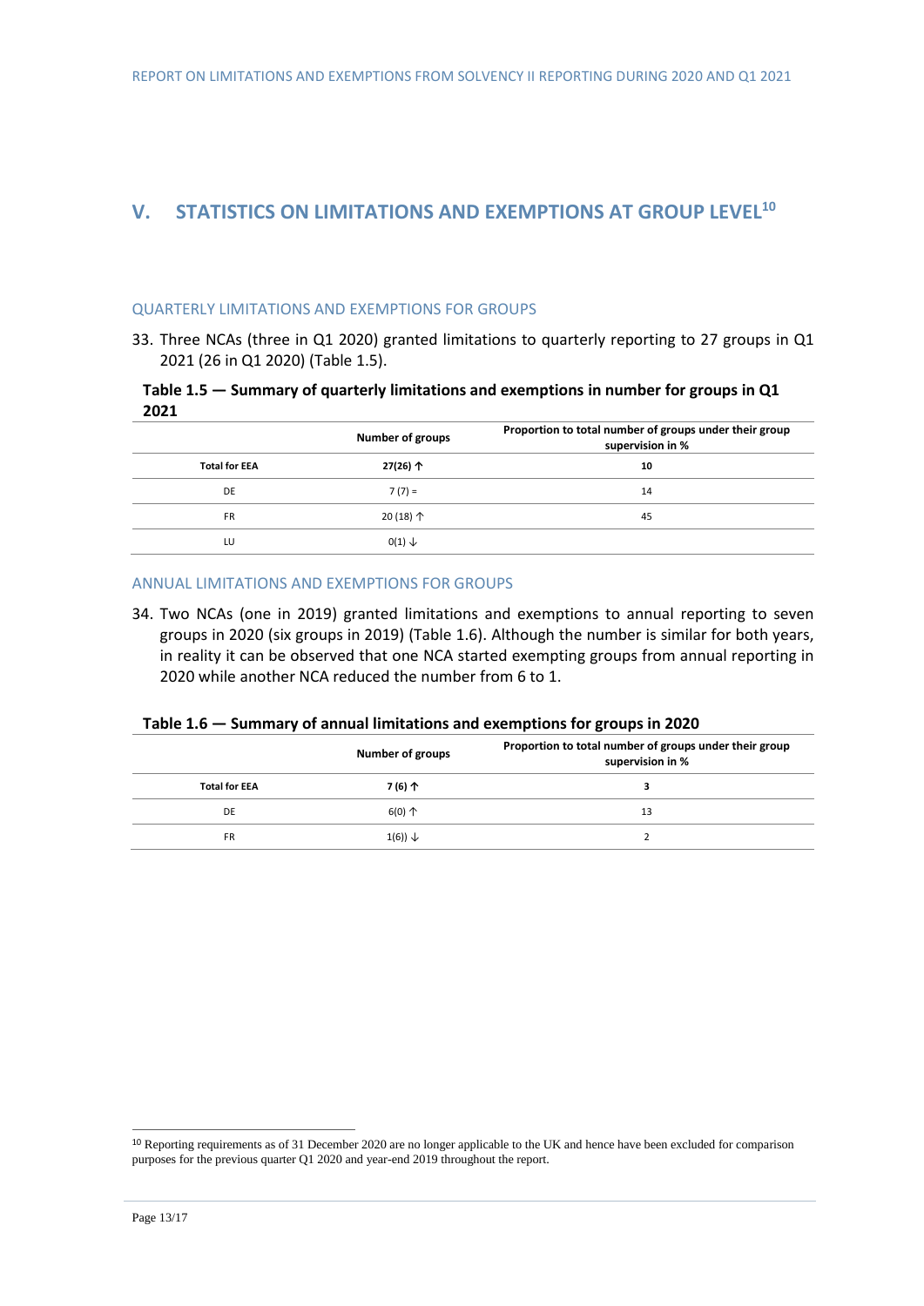## V. STATISTICS ON LIMITATIONS AND EXEMPTIONS AT GROUP LEVEL[10]

### QUARTERLY LIMITATIONS AND EXEMPTIONS FOR GROUPS

33. Three NCAs (three in Q1 2020) granted limitations to quarterly reporting to 27 groups in Q1 2021 (26 in Q1 2020) (Table 1.5).

**Table 1.5 — Summary of quarterly limitations and exemptions in number for groups in Q1 2021**

| | Number of groups | Proportion to total number of groups under their group supervision in % |
|---|---|---|
| **Total for EEA** | **27(26) ↑** | **10** |
| DE | 7 (7) = | 14 |
| FR | 20 (18) ↑ | 45 |
| LU | 0(1) ↓ | |

### ANNUAL LIMITATIONS AND EXEMPTIONS FOR GROUPS

34. Two NCAs (one in 2019) granted limitations and exemptions to annual reporting to seven groups in 2020 (six groups in 2019) (Table 1.6). Although the number is similar for both years, in reality it can be observed that one NCA started exempting groups from annual reporting in 2020 while another NCA reduced the number from 6 to 1.

**Table 1.6 — Summary of annual limitations and exemptions for groups in 2020**

| | Number of groups | Proportion to total number of groups under their group supervision in % |
|---|---|---|
| **Total for EEA** | **7 (6) ↑** | **3** |
| DE | 6(0) ↑ | 13 |
| FR | 1(6)) ↓ | 2 |

[10] Reporting requirements as of 31 December 2020 are no longer applicable to the UK and hence have been excluded for comparison purposes for the previous quarter Q1 2020 and year-end 2019 throughout the report.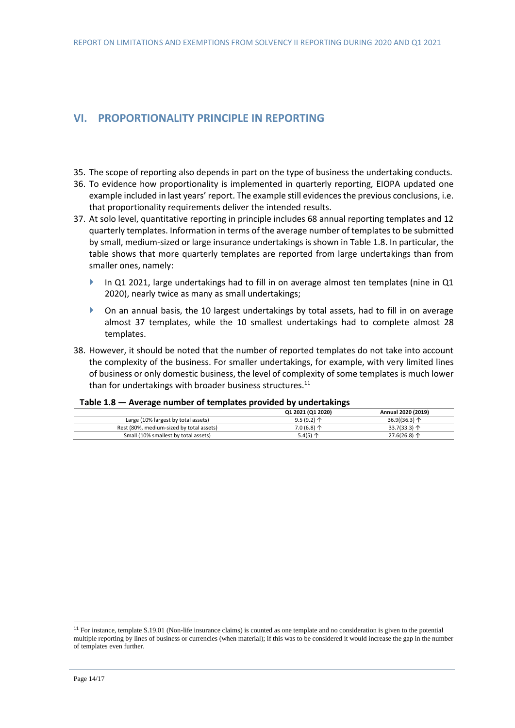## VI. PROPORTIONALITY PRINCIPLE IN REPORTING

35. The scope of reporting also depends in part on the type of business the undertaking conducts.
36. To evidence how proportionality is implemented in quarterly reporting, EIOPA updated one example included in last years' report. The example still evidences the previous conclusions, i.e. that proportionality requirements deliver the intended results.
37. At solo level, quantitative reporting in principle includes 68 annual reporting templates and 12 quarterly templates. Information in terms of the average number of templates to be submitted by small, medium-sized or large insurance undertakings is shown in Table 1.8. In particular, the table shows that more quarterly templates are reported from large undertakings than from smaller ones, namely:
    - In Q1 2021, large undertakings had to fill in on average almost ten templates (nine in Q1 2020), nearly twice as many as small undertakings;
    - On an annual basis, the 10 largest undertakings by total assets, had to fill in on average almost 37 templates, while the 10 smallest undertakings had to complete almost 28 templates.
38. However, it should be noted that the number of reported templates do not take into account the complexity of the business. For smaller undertakings, for example, with very limited lines of business or only domestic business, the level of complexity of some templates is much lower than for undertakings with broader business structures.[11]

**Table 1.8 — Average number of templates provided by undertakings**

| | Q1 2021 (Q1 2020) | Annual 2020 (2019) |
|---|---|---|
| Large (10% largest by total assets) | 9.5 (9.2) ↑ | 36.9((36.3) ↑ |
| Rest (80%, medium-sized by total assets) | 7.0 (6.8) ↑ | 33.7(33.3) ↑ |
| Small (10% smallest by total assets) | 5.4(5) ↑ | 27.6(26.8) ↑ |

[11] For instance, template S.19.01 (Non-life insurance claims) is counted as one template and no consideration is given to the potential multiple reporting by lines of business or currencies (when material); if this was to be considered it would increase the gap in the number of templates even further.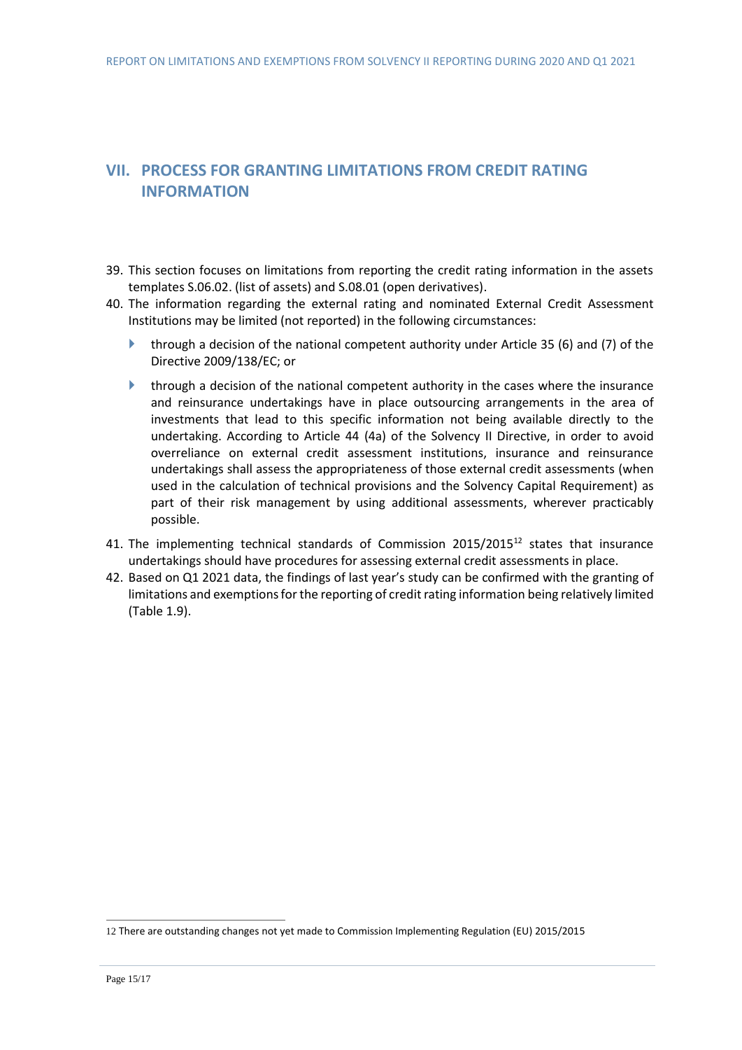## VII. PROCESS FOR GRANTING LIMITATIONS FROM CREDIT RATING INFORMATION

39. This section focuses on limitations from reporting the credit rating information in the assets templates S.06.02. (list of assets) and S.08.01 (open derivatives).
40. The information regarding the external rating and nominated External Credit Assessment Institutions may be limited (not reported) in the following circumstances:
    - through a decision of the national competent authority under Article 35 (6) and (7) of the Directive 2009/138/EC; or
    - through a decision of the national competent authority in the cases where the insurance and reinsurance undertakings have in place outsourcing arrangements in the area of investments that lead to this specific information not being available directly to the undertaking. According to Article 44 (4a) of the Solvency II Directive, in order to avoid overreliance on external credit assessment institutions, insurance and reinsurance undertakings shall assess the appropriateness of those external credit assessments (when used in the calculation of technical provisions and the Solvency Capital Requirement) as part of their risk management by using additional assessments, wherever practicably possible.
41. The implementing technical standards of Commission 2015/2015[12] states that insurance undertakings should have procedures for assessing external credit assessments in place.
42. Based on Q1 2021 data, the findings of last year's study can be confirmed with the granting of limitations and exemptions for the reporting of credit rating information being relatively limited (Table 1.9).

12 There are outstanding changes not yet made to Commission Implementing Regulation (EU) 2015/2015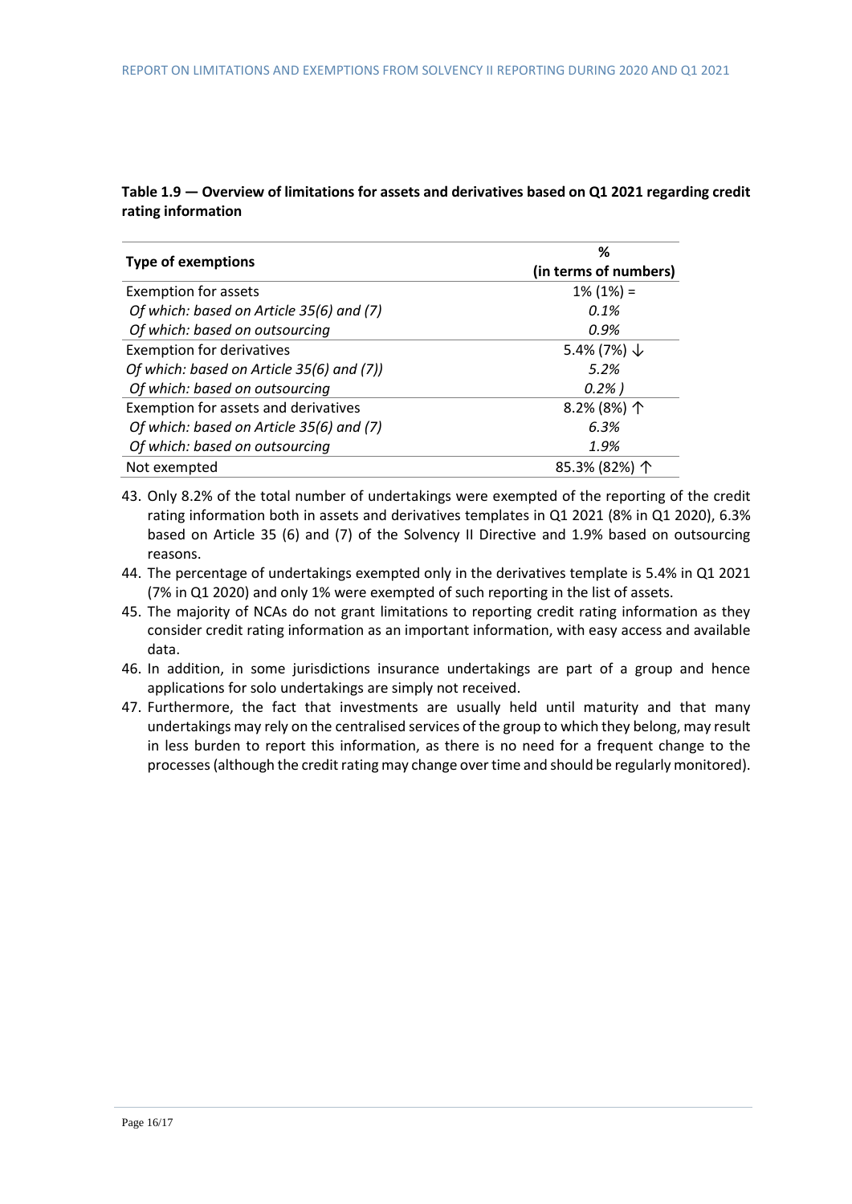**Table 1.9 — Overview of limitations for assets and derivatives based on Q1 2021 regarding credit rating information**

| Type of exemptions | % (in terms of numbers) |
|---|---|
| Exemption for assets | 1% (1%) = |
| *Of which: based on Article 35(6) and (7)* | *0.1%* |
| *Of which: based on outsourcing* | *0.9%* |
| Exemption for derivatives | 5.4% (7%) ↓ |
| *Of which: based on Article 35(6) and (7))* | *5.2%* |
| *Of which: based on outsourcing* | *0.2% )* |
| Exemption for assets and derivatives | 8.2% (8%) ↑ |
| *Of which: based on Article 35(6) and (7)* | *6.3%* |
| *Of which: based on outsourcing* | *1.9%* |
| Not exempted | 85.3% (82%) ↑ |

43. Only 8.2% of the total number of undertakings were exempted of the reporting of the credit rating information both in assets and derivatives templates in Q1 2021 (8% in Q1 2020), 6.3% based on Article 35 (6) and (7) of the Solvency II Directive and 1.9% based on outsourcing reasons.
44. The percentage of undertakings exempted only in the derivatives template is 5.4% in Q1 2021 (7% in Q1 2020) and only 1% were exempted of such reporting in the list of assets.
45. The majority of NCAs do not grant limitations to reporting credit rating information as they consider credit rating information as an important information, with easy access and available data.
46. In addition, in some jurisdictions insurance undertakings are part of a group and hence applications for solo undertakings are simply not received.
47. Furthermore, the fact that investments are usually held until maturity and that many undertakings may rely on the centralised services of the group to which they belong, may result in less burden to report this information, as there is no need for a frequent change to the processes (although the credit rating may change over time and should be regularly monitored).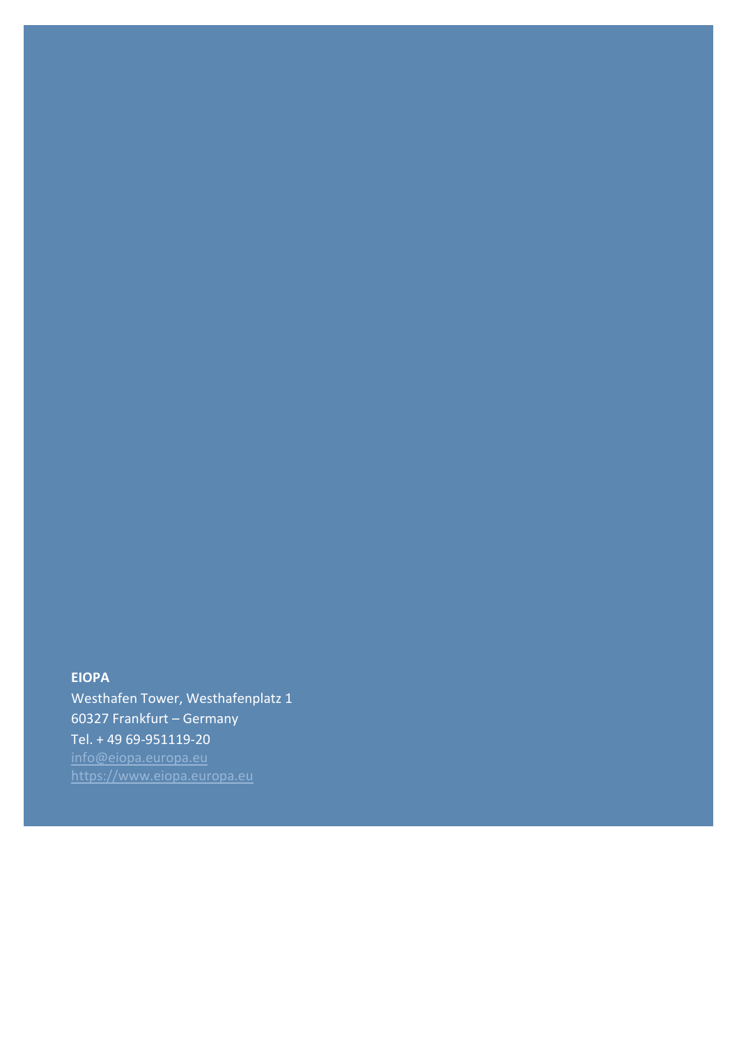**EIOPA**

Westhafen Tower, Westhafenplatz 1
60327 Frankfurt – Germany
Tel. + 49 69-951119-20
info@eiopa.europa.eu
https://www.eiopa.europa.eu